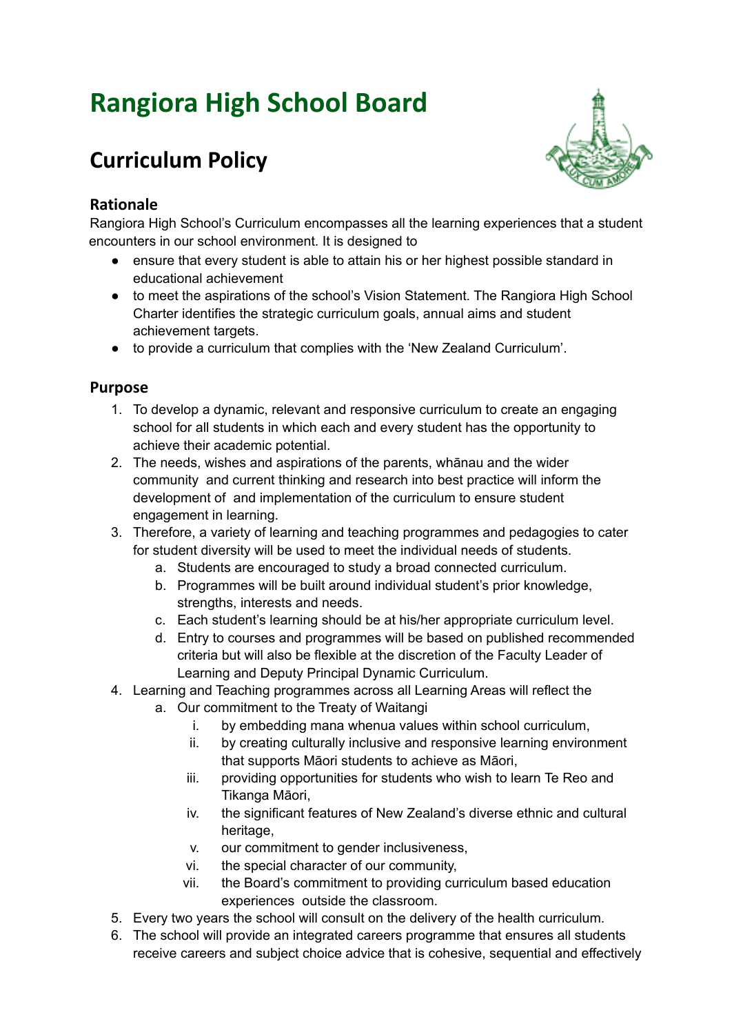# Rangiora High School Board

## Curriculum Policy

### Rationale

Rangiora High School's Curriculum encompasses all the learning experiences that a student encounters in our school environment. It is designed to

- ensure that every student is able to attain his or her highest possible standard in educational achievement
- to meet the aspirations of the school's Vision Statement. The Rangiora High School Charter identifies the strategic curriculum goals, annual aims and student achievement targets.
- to provide a curriculum that complies with the 'New Zealand Curriculum'.

### Purpose

1. To develop a dynamic, relevant and responsive curriculum to create an engaging school for all students in which each and every student has the opportunity to achieve their academic potential.
2. The needs, wishes and aspirations of the parents, whānau and the wider community and current thinking and research into best practice will inform the development of and implementation of the curriculum to ensure student engagement in learning.
3. Therefore, a variety of learning and teaching programmes and pedagogies to cater for student diversity will be used to meet the individual needs of students.
   a. Students are encouraged to study a broad connected curriculum.
   b. Programmes will be built around individual student's prior knowledge, strengths, interests and needs.
   c. Each student's learning should be at his/her appropriate curriculum level.
   d. Entry to courses and programmes will be based on published recommended criteria but will also be flexible at the discretion of the Faculty Leader of Learning and Deputy Principal Dynamic Curriculum.
4. Learning and Teaching programmes across all Learning Areas will reflect the
   a. Our commitment to the Treaty of Waitangi
      i. by embedding mana whenua values within school curriculum,
      ii. by creating culturally inclusive and responsive learning environment that supports Māori students to achieve as Māori,
      iii. providing opportunities for students who wish to learn Te Reo and Tikanga Māori,
      iv. the significant features of New Zealand's diverse ethnic and cultural heritage,
      v. our commitment to gender inclusiveness,
      vi. the special character of our community,
      vii. the Board's commitment to providing curriculum based education experiences outside the classroom.
5. Every two years the school will consult on the delivery of the health curriculum.
6. The school will provide an integrated careers programme that ensures all students receive careers and subject choice advice that is cohesive, sequential and effectively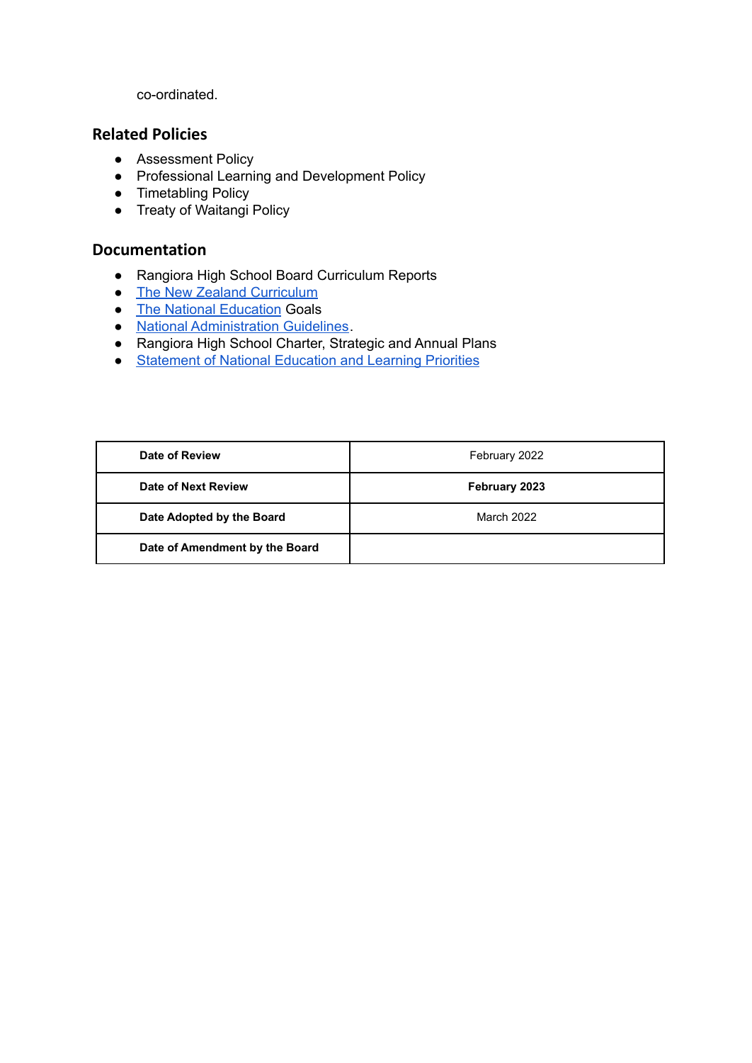co-ordinated.

## Related Policies

- Assessment Policy
- Professional Learning and Development Policy
- Timetabling Policy
- Treaty of Waitangi Policy

## Documentation

- Rangiora High School Board Curriculum Reports
- The New Zealand Curriculum
- The National Education Goals
- National Administration Guidelines.
- Rangiora High School Charter, Strategic and Annual Plans
- Statement of National Education and Learning Priorities

| | |
|---|---|
| **Date of Review** | February 2022 |
| **Date of Next Review** | **February 2023** |
| **Date Adopted by the Board** | March 2022 |
| **Date of Amendment by the Board** | |